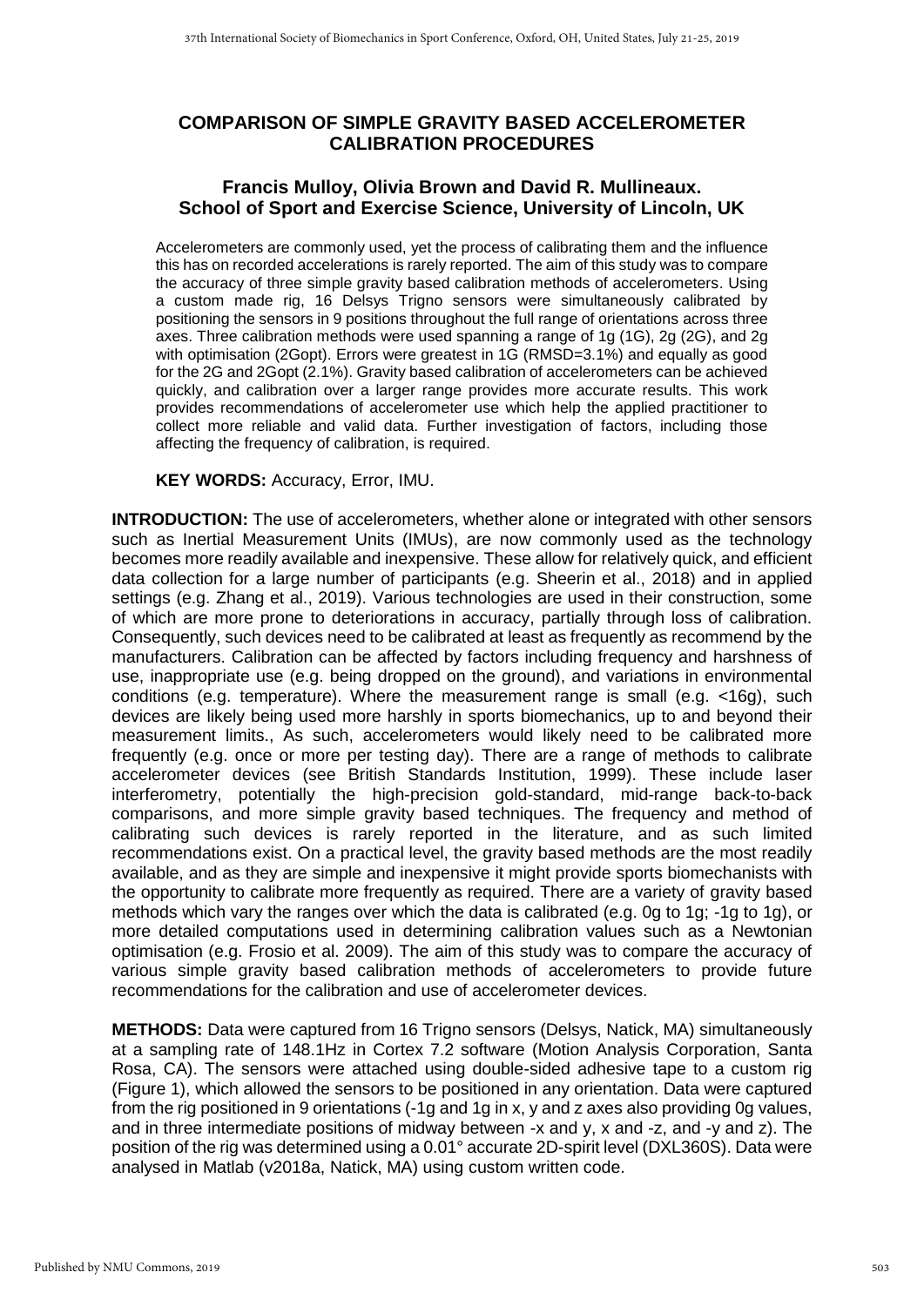# COMPARISON OF SIMPLE GRAVITY BASED ACCELEROMETER CALIBRATION PROCEDURES

### Francis Mulloy, Olivia Brown and David R. Mullineaux.
### School of Sport and Exercise Science, University of Lincoln, UK

Accelerometers are commonly used, yet the process of calibrating them and the influence this has on recorded accelerations is rarely reported. The aim of this study was to compare the accuracy of three simple gravity based calibration methods of accelerometers. Using a custom made rig, 16 Delsys Trigno sensors were simultaneously calibrated by positioning the sensors in 9 positions throughout the full range of orientations across three axes. Three calibration methods were used spanning a range of 1g (1G), 2g (2G), and 2g with optimisation (2Gopt). Errors were greatest in 1G (RMSD=3.1%) and equally as good for the 2G and 2Gopt (2.1%). Gravity based calibration of accelerometers can be achieved quickly, and calibration over a larger range provides more accurate results. This work provides recommendations of accelerometer use which help the applied practitioner to collect more reliable and valid data. Further investigation of factors, including those affecting the frequency of calibration, is required.

**KEY WORDS:** Accuracy, Error, IMU.

**INTRODUCTION:** The use of accelerometers, whether alone or integrated with other sensors such as Inertial Measurement Units (IMUs), are now commonly used as the technology becomes more readily available and inexpensive. These allow for relatively quick, and efficient data collection for a large number of participants (e.g. Sheerin et al., 2018) and in applied settings (e.g. Zhang et al., 2019). Various technologies are used in their construction, some of which are more prone to deteriorations in accuracy, partially through loss of calibration. Consequently, such devices need to be calibrated at least as frequently as recommend by the manufacturers. Calibration can be affected by factors including frequency and harshness of use, inappropriate use (e.g. being dropped on the ground), and variations in environmental conditions (e.g. temperature). Where the measurement range is small (e.g. <16g), such devices are likely being used more harshly in sports biomechanics, up to and beyond their measurement limits., As such, accelerometers would likely need to be calibrated more frequently (e.g. once or more per testing day). There are a range of methods to calibrate accelerometer devices (see British Standards Institution, 1999). These include laser interferometry, potentially the high-precision gold-standard, mid-range back-to-back comparisons, and more simple gravity based techniques. The frequency and method of calibrating such devices is rarely reported in the literature, and as such limited recommendations exist. On a practical level, the gravity based methods are the most readily available, and as they are simple and inexpensive it might provide sports biomechanists with the opportunity to calibrate more frequently as required. There are a variety of gravity based methods which vary the ranges over which the data is calibrated (e.g. 0g to 1g; -1g to 1g), or more detailed computations used in determining calibration values such as a Newtonian optimisation (e.g. Frosio et al. 2009). The aim of this study was to compare the accuracy of various simple gravity based calibration methods of accelerometers to provide future recommendations for the calibration and use of accelerometer devices.

**METHODS:** Data were captured from 16 Trigno sensors (Delsys, Natick, MA) simultaneously at a sampling rate of 148.1Hz in Cortex 7.2 software (Motion Analysis Corporation, Santa Rosa, CA). The sensors were attached using double-sided adhesive tape to a custom rig (Figure 1), which allowed the sensors to be positioned in any orientation. Data were captured from the rig positioned in 9 orientations (-1g and 1g in x, y and z axes also providing 0g values, and in three intermediate positions of midway between -x and y, x and -z, and -y and z). The position of the rig was determined using a 0.01° accurate 2D-spirit level (DXL360S). Data were analysed in Matlab (v2018a, Natick, MA) using custom written code.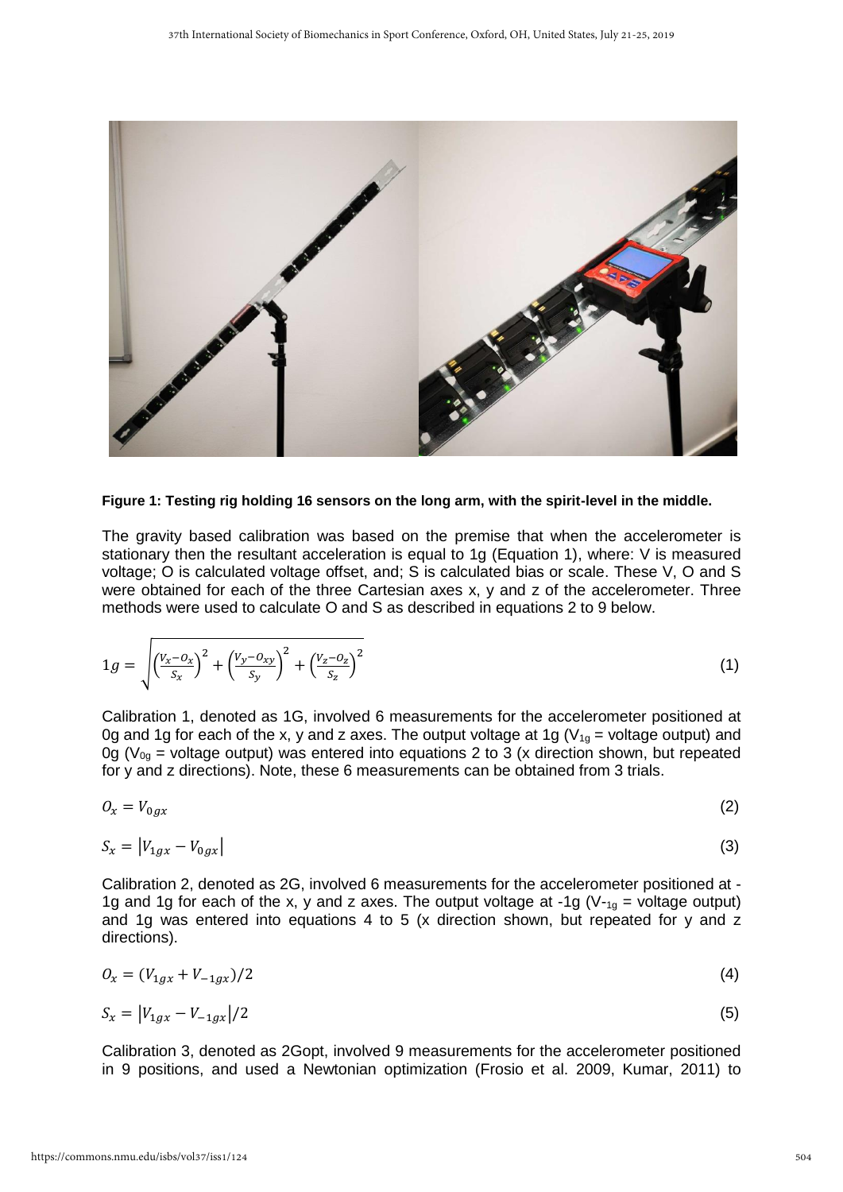**Figure 1: Testing rig holding 16 sensors on the long arm, with the spirit-level in the middle.**

The gravity based calibration was based on the premise that when the accelerometer is stationary then the resultant acceleration is equal to 1g (Equation 1), where: V is measured voltage; O is calculated voltage offset, and; S is calculated bias or scale. These V, O and S were obtained for each of the three Cartesian axes x, y and z of the accelerometer. Three methods were used to calculate O and S as described in equations 2 to 9 below.

$$1g = \sqrt{\left(\frac{V_x - O_x}{S_x}\right)^2 + \left(\frac{V_y - O_{xy}}{S_y}\right)^2 + \left(\frac{V_z - O_z}{S_z}\right)^2} \tag{1}$$

Calibration 1, denoted as 1G, involved 6 measurements for the accelerometer positioned at 0g and 1g for each of the x, y and z axes. The output voltage at 1g ($V_{1g}$ = voltage output) and 0g ($V_{0g}$ = voltage output) was entered into equations 2 to 3 (x direction shown, but repeated for y and z directions). Note, these 6 measurements can be obtained from 3 trials.

$$O_x = V_{0gx} \tag{2}$$

$$S_x = |V_{1gx} - V_{0gx}| \tag{3}$$

Calibration 2, denoted as 2G, involved 6 measurements for the accelerometer positioned at -1g and 1g for each of the x, y and z axes. The output voltage at -1g ($V_{-1g}$ = voltage output) and 1g was entered into equations 4 to 5 (x direction shown, but repeated for y and z directions).

$$O_x = (V_{1gx} + V_{-1gx})/2 \tag{4}$$

$$S_x = |V_{1gx} - V_{-1gx}|/2 \tag{5}$$

Calibration 3, denoted as 2Gopt, involved 9 measurements for the accelerometer positioned in 9 positions, and used a Newtonian optimization (Frosio et al. 2009, Kumar, 2011) to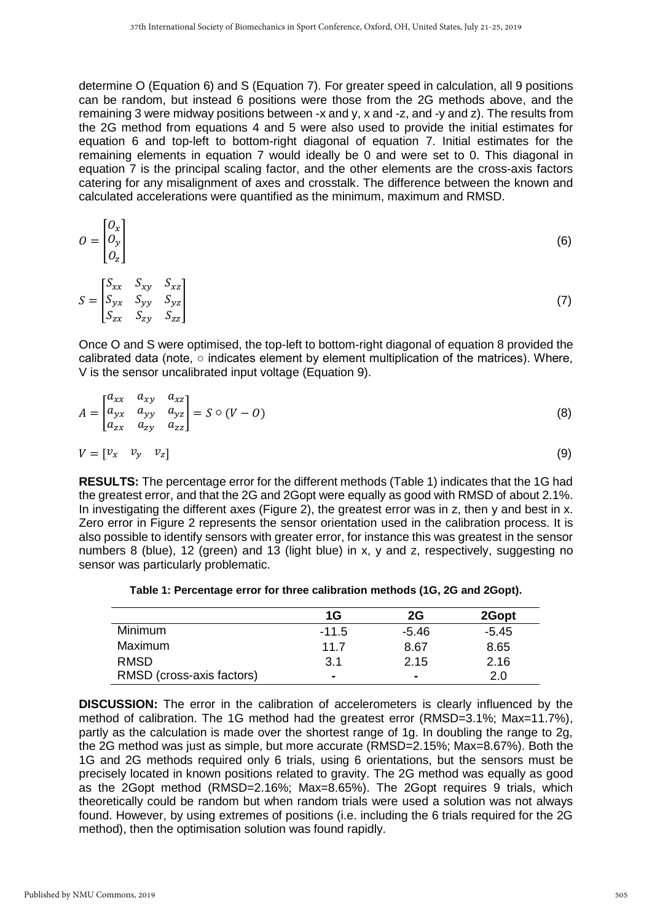determine O (Equation 6) and S (Equation 7). For greater speed in calculation, all 9 positions can be random, but instead 6 positions were those from the 2G methods above, and the remaining 3 were midway positions between -x and y, x and -z, and -y and z). The results from the 2G method from equations 4 and 5 were also used to provide the initial estimates for equation 6 and top-left to bottom-right diagonal of equation 7. Initial estimates for the remaining elements in equation 7 would ideally be 0 and were set to 0. This diagonal in equation 7 is the principal scaling factor, and the other elements are the cross-axis factors catering for any misalignment of axes and crosstalk. The difference between the known and calculated accelerations were quantified as the minimum, maximum and RMSD.

$$O = \begin{bmatrix} O_x \\ O_y \\ O_z \end{bmatrix} \tag{6}$$

$$S = \begin{bmatrix} S_{xx} & S_{xy} & S_{xz} \\ S_{yx} & S_{yy} & S_{yz} \\ S_{zx} & S_{zy} & S_{zz} \end{bmatrix} \tag{7}$$

Once O and S were optimised, the top-left to bottom-right diagonal of equation 8 provided the calibrated data (note, ○ indicates element by element multiplication of the matrices). Where, V is the sensor uncalibrated input voltage (Equation 9).

$$A = \begin{bmatrix} a_{xx} & a_{xy} & a_{xz} \\ a_{yx} & a_{yy} & a_{yz} \\ a_{zx} & a_{zy} & a_{zz} \end{bmatrix} = S \circ (V - O) \tag{8}$$

$$V = \begin{bmatrix} v_x & v_y & v_z \end{bmatrix} \tag{9}$$

**RESULTS:** The percentage error for the different methods (Table 1) indicates that the 1G had the greatest error, and that the 2G and 2Gopt were equally as good with RMSD of about 2.1%. In investigating the different axes (Figure 2), the greatest error was in z, then y and best in x. Zero error in Figure 2 represents the sensor orientation used in the calibration process. It is also possible to identify sensors with greater error, for instance this was greatest in the sensor numbers 8 (blue), 12 (green) and 13 (light blue) in x, y and z, respectively, suggesting no sensor was particularly problematic.

**Table 1: Percentage error for three calibration methods (1G, 2G and 2Gopt).**

| | 1G | 2G | 2Gopt |
|---|---|---|---|
| Minimum | -11.5 | -5.46 | -5.45 |
| Maximum | 11.7 | 8.67 | 8.65 |
| RMSD | 3.1 | 2.15 | 2.16 |
| RMSD (cross-axis factors) | - | - | 2.0 |

**DISCUSSION:** The error in the calibration of accelerometers is clearly influenced by the method of calibration. The 1G method had the greatest error (RMSD=3.1%; Max=11.7%), partly as the calculation is made over the shortest range of 1g. In doubling the range to 2g, the 2G method was just as simple, but more accurate (RMSD=2.15%; Max=8.67%). Both the 1G and 2G methods required only 6 trials, using 6 orientations, but the sensors must be precisely located in known positions related to gravity. The 2G method was equally as good as the 2Gopt method (RMSD=2.16%; Max=8.65%). The 2Gopt requires 9 trials, which theoretically could be random but when random trials were used a solution was not always found. However, by using extremes of positions (i.e. including the 6 trials required for the 2G method), then the optimisation solution was found rapidly.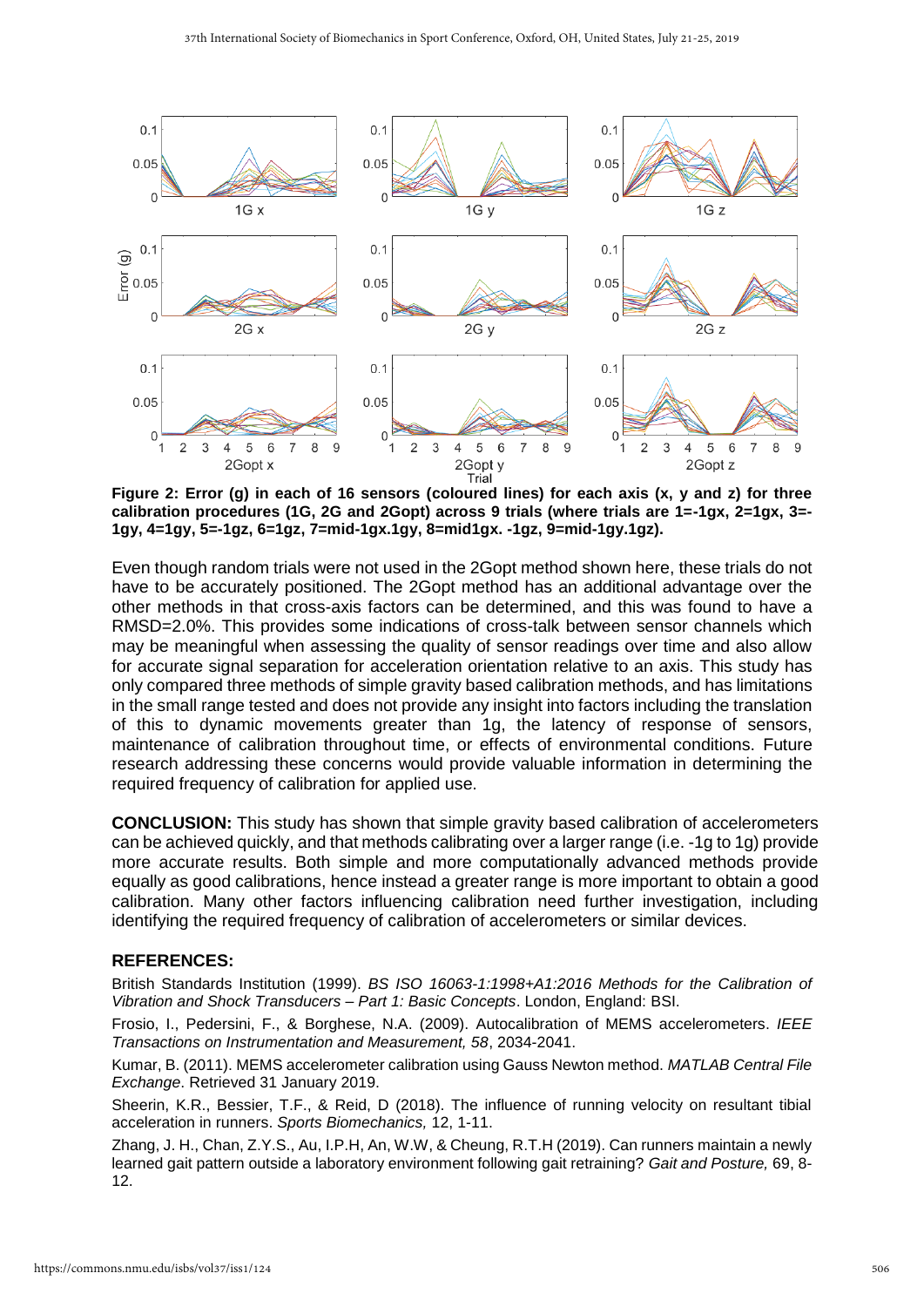0.1
0.05
0
1G x

0.1
0.05
0
1G y

0.1
0.05
0
1G z

Error (g)

0.1
0.05
0
2G x

0.1
0.05
0
2G y

0.1
0.05
0
2G z

0.1
0.05
0
1 2 3 4 5 6 7 8 9
2Gopt x

0.1
0.05
0
1 2 3 4 5 6 7 8 9
2Gopt y
Trial

0.1
0.05
0
1 2 3 4 5 6 7 8 9
2Gopt z

**Figure 2: Error (g) in each of 16 sensors (coloured lines) for each axis (x, y and z) for three calibration procedures (1G, 2G and 2Gopt) across 9 trials (where trials are 1=-1gx, 2=1gx, 3=-1gy, 4=1gy, 5=-1gz, 6=1gz, 7=mid-1gx.1gy, 8=mid1gx. -1gz, 9=mid-1gy.1gz).**

Even though random trials were not used in the 2Gopt method shown here, these trials do not have to be accurately positioned. The 2Gopt method has an additional advantage over the other methods in that cross-axis factors can be determined, and this was found to have a RMSD=2.0%. This provides some indications of cross-talk between sensor channels which may be meaningful when assessing the quality of sensor readings over time and also allow for accurate signal separation for acceleration orientation relative to an axis. This study has only compared three methods of simple gravity based calibration methods, and has limitations in the small range tested and does not provide any insight into factors including the translation of this to dynamic movements greater than 1g, the latency of response of sensors, maintenance of calibration throughout time, or effects of environmental conditions. Future research addressing these concerns would provide valuable information in determining the required frequency of calibration for applied use.

**CONCLUSION:** This study has shown that simple gravity based calibration of accelerometers can be achieved quickly, and that methods calibrating over a larger range (i.e. -1g to 1g) provide more accurate results. Both simple and more computationally advanced methods provide equally as good calibrations, hence instead a greater range is more important to obtain a good calibration. Many other factors influencing calibration need further investigation, including identifying the required frequency of calibration of accelerometers or similar devices.

## REFERENCES:

British Standards Institution (1999). *BS ISO 16063-1:1998+A1:2016 Methods for the Calibration of Vibration and Shock Transducers – Part 1: Basic Concepts*. London, England: BSI.

Frosio, I., Pedersini, F., & Borghese, N.A. (2009). Autocalibration of MEMS accelerometers. *IEEE Transactions on Instrumentation and Measurement, 58*, 2034-2041.

Kumar, B. (2011). MEMS accelerometer calibration using Gauss Newton method. *MATLAB Central File Exchange*. Retrieved 31 January 2019.

Sheerin, K.R., Bessier, T.F., & Reid, D (2018). The influence of running velocity on resultant tibial acceleration in runners. *Sports Biomechanics,* 12, 1-11.

Zhang, J. H., Chan, Z.Y.S., Au, I.P.H, An, W.W, & Cheung, R.T.H (2019). Can runners maintain a newly learned gait pattern outside a laboratory environment following gait retraining? *Gait and Posture,* 69, 8-12.